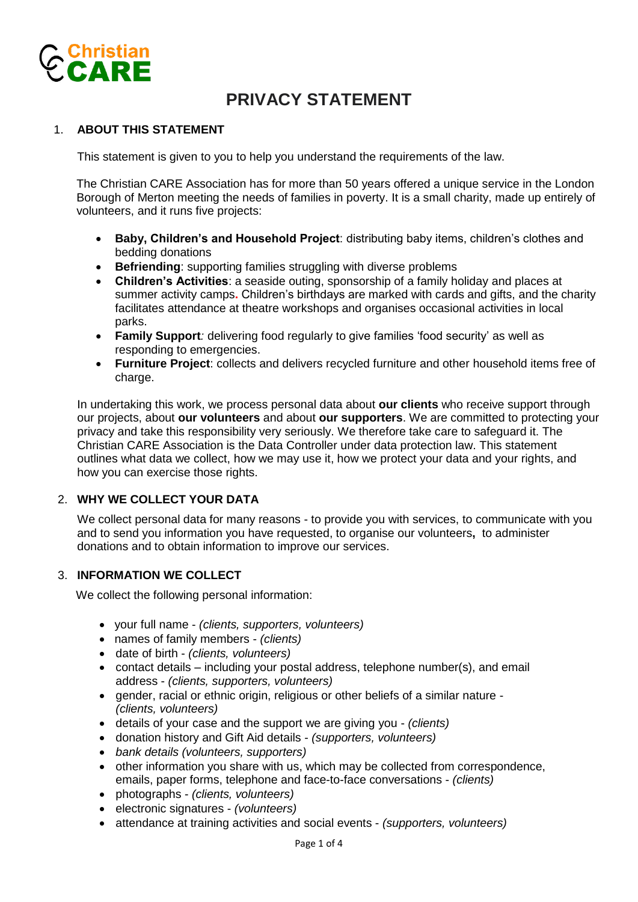Christian CARE

# PRIVACY STATEMENT

## 1. ABOUT THIS STATEMENT

This statement is given to you to help you understand the requirements of the law.

The Christian CARE Association has for more than 50 years offered a unique service in the London Borough of Merton meeting the needs of families in poverty. It is a small charity, made up entirely of volunteers, and it runs five projects:

- **Baby, Children's and Household Project**: distributing baby items, children's clothes and bedding donations
- **Befriending**: supporting families struggling with diverse problems
- **Children's Activities**: a seaside outing, sponsorship of a family holiday and places at summer activity camps. Children's birthdays are marked with cards and gifts, and the charity facilitates attendance at theatre workshops and organises occasional activities in local parks.
- **Family Support**: delivering food regularly to give families 'food security' as well as responding to emergencies.
- **Furniture Project**: collects and delivers recycled furniture and other household items free of charge.

In undertaking this work, we process personal data about **our clients** who receive support through our projects, about **our volunteers** and about **our supporters**. We are committed to protecting your privacy and take this responsibility very seriously. We therefore take care to safeguard it. The Christian CARE Association is the Data Controller under data protection law. This statement outlines what data we collect, how we may use it, how we protect your data and your rights, and how you can exercise those rights.

## 2. WHY WE COLLECT YOUR DATA

We collect personal data for many reasons - to provide you with services, to communicate with you and to send you information you have requested, to organise our volunteers, to administer donations and to obtain information to improve our services.

## 3. INFORMATION WE COLLECT

We collect the following personal information:

- your full name - *(clients, supporters, volunteers)*
- names of family members - *(clients)*
- date of birth - *(clients, volunteers)*
- contact details – including your postal address, telephone number(s), and email address - *(clients, supporters, volunteers)*
- gender, racial or ethnic origin, religious or other beliefs of a similar nature - *(clients, volunteers)*
- details of your case and the support we are giving you - *(clients)*
- donation history and Gift Aid details - *(supporters, volunteers)*
- *bank details (volunteers, supporters)*
- other information you share with us, which may be collected from correspondence, emails, paper forms, telephone and face-to-face conversations - *(clients)*
- photographs - *(clients, volunteers)*
- electronic signatures - *(volunteers)*
- attendance at training activities and social events - *(supporters, volunteers)*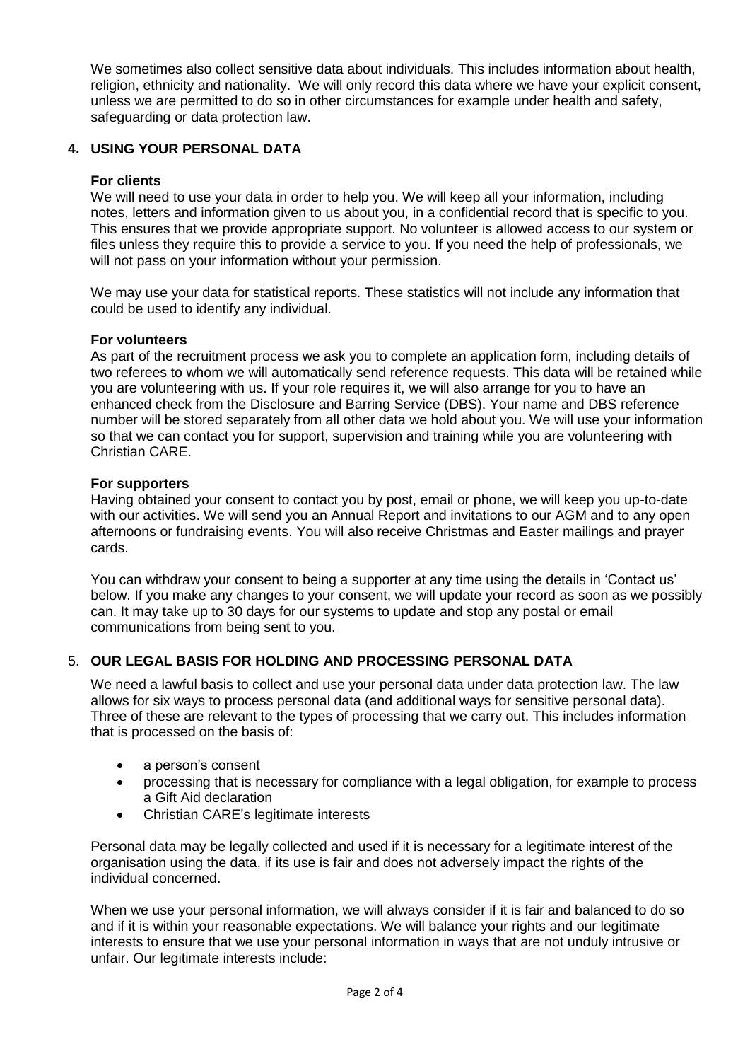We sometimes also collect sensitive data about individuals. This includes information about health, religion, ethnicity and nationality. We will only record this data where we have your explicit consent, unless we are permitted to do so in other circumstances for example under health and safety, safeguarding or data protection law.

## 4. USING YOUR PERSONAL DATA

### For clients

We will need to use your data in order to help you. We will keep all your information, including notes, letters and information given to us about you, in a confidential record that is specific to you. This ensures that we provide appropriate support. No volunteer is allowed access to our system or files unless they require this to provide a service to you. If you need the help of professionals, we will not pass on your information without your permission.

We may use your data for statistical reports. These statistics will not include any information that could be used to identify any individual.

### For volunteers

As part of the recruitment process we ask you to complete an application form, including details of two referees to whom we will automatically send reference requests. This data will be retained while you are volunteering with us. If your role requires it, we will also arrange for you to have an enhanced check from the Disclosure and Barring Service (DBS). Your name and DBS reference number will be stored separately from all other data we hold about you. We will use your information so that we can contact you for support, supervision and training while you are volunteering with Christian CARE.

### For supporters

Having obtained your consent to contact you by post, email or phone, we will keep you up-to-date with our activities. We will send you an Annual Report and invitations to our AGM and to any open afternoons or fundraising events. You will also receive Christmas and Easter mailings and prayer cards.

You can withdraw your consent to being a supporter at any time using the details in 'Contact us' below. If you make any changes to your consent, we will update your record as soon as we possibly can. It may take up to 30 days for our systems to update and stop any postal or email communications from being sent to you.

## 5. OUR LEGAL BASIS FOR HOLDING AND PROCESSING PERSONAL DATA

We need a lawful basis to collect and use your personal data under data protection law. The law allows for six ways to process personal data (and additional ways for sensitive personal data). Three of these are relevant to the types of processing that we carry out. This includes information that is processed on the basis of:

- a person's consent
- processing that is necessary for compliance with a legal obligation, for example to process a Gift Aid declaration
- Christian CARE's legitimate interests

Personal data may be legally collected and used if it is necessary for a legitimate interest of the organisation using the data, if its use is fair and does not adversely impact the rights of the individual concerned.

When we use your personal information, we will always consider if it is fair and balanced to do so and if it is within your reasonable expectations. We will balance your rights and our legitimate interests to ensure that we use your personal information in ways that are not unduly intrusive or unfair. Our legitimate interests include: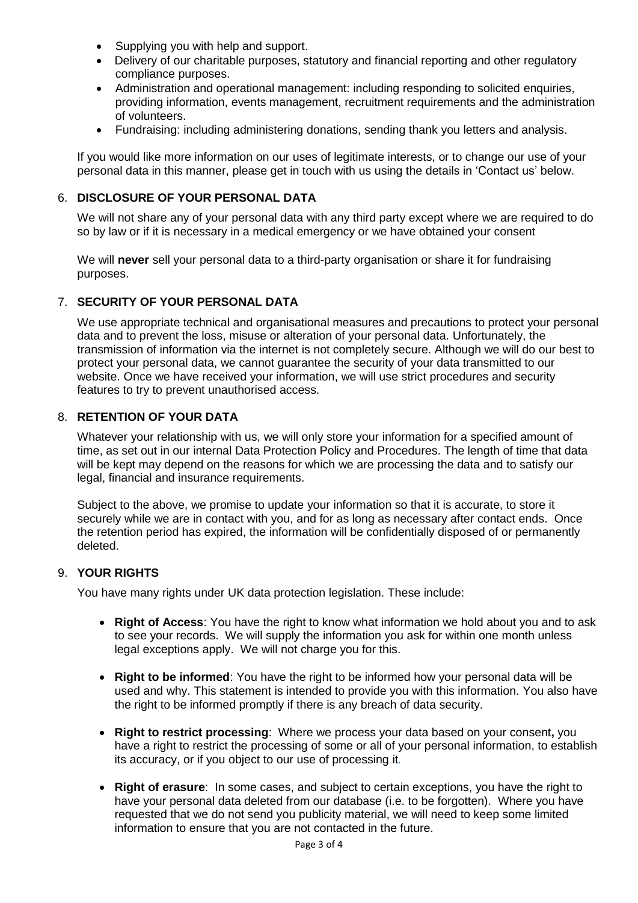- Supplying you with help and support.
- Delivery of our charitable purposes, statutory and financial reporting and other regulatory compliance purposes.
- Administration and operational management: including responding to solicited enquiries, providing information, events management, recruitment requirements and the administration of volunteers.
- Fundraising: including administering donations, sending thank you letters and analysis.

If you would like more information on our uses of legitimate interests, or to change our use of your personal data in this manner, please get in touch with us using the details in 'Contact us' below.

## 6. DISCLOSURE OF YOUR PERSONAL DATA

We will not share any of your personal data with any third party except where we are required to do so by law or if it is necessary in a medical emergency or we have obtained your consent

We will **never** sell your personal data to a third-party organisation or share it for fundraising purposes.

## 7. SECURITY OF YOUR PERSONAL DATA

We use appropriate technical and organisational measures and precautions to protect your personal data and to prevent the loss, misuse or alteration of your personal data. Unfortunately, the transmission of information via the internet is not completely secure. Although we will do our best to protect your personal data, we cannot guarantee the security of your data transmitted to our website. Once we have received your information, we will use strict procedures and security features to try to prevent unauthorised access.

## 8. RETENTION OF YOUR DATA

Whatever your relationship with us, we will only store your information for a specified amount of time, as set out in our internal Data Protection Policy and Procedures. The length of time that data will be kept may depend on the reasons for which we are processing the data and to satisfy our legal, financial and insurance requirements.

Subject to the above, we promise to update your information so that it is accurate, to store it securely while we are in contact with you, and for as long as necessary after contact ends. Once the retention period has expired, the information will be confidentially disposed of or permanently deleted.

## 9. YOUR RIGHTS

You have many rights under UK data protection legislation. These include:

- **Right of Access**: You have the right to know what information we hold about you and to ask to see your records. We will supply the information you ask for within one month unless legal exceptions apply. We will not charge you for this.

- **Right to be informed**: You have the right to be informed how your personal data will be used and why. This statement is intended to provide you with this information. You also have the right to be informed promptly if there is any breach of data security.

- **Right to restrict processing**: Where we process your data based on your consent**,** you have a right to restrict the processing of some or all of your personal information, to establish its accuracy, or if you object to our use of processing it.

- **Right of erasure**: In some cases, and subject to certain exceptions, you have the right to have your personal data deleted from our database (i.e. to be forgotten). Where you have requested that we do not send you publicity material, we will need to keep some limited information to ensure that you are not contacted in the future.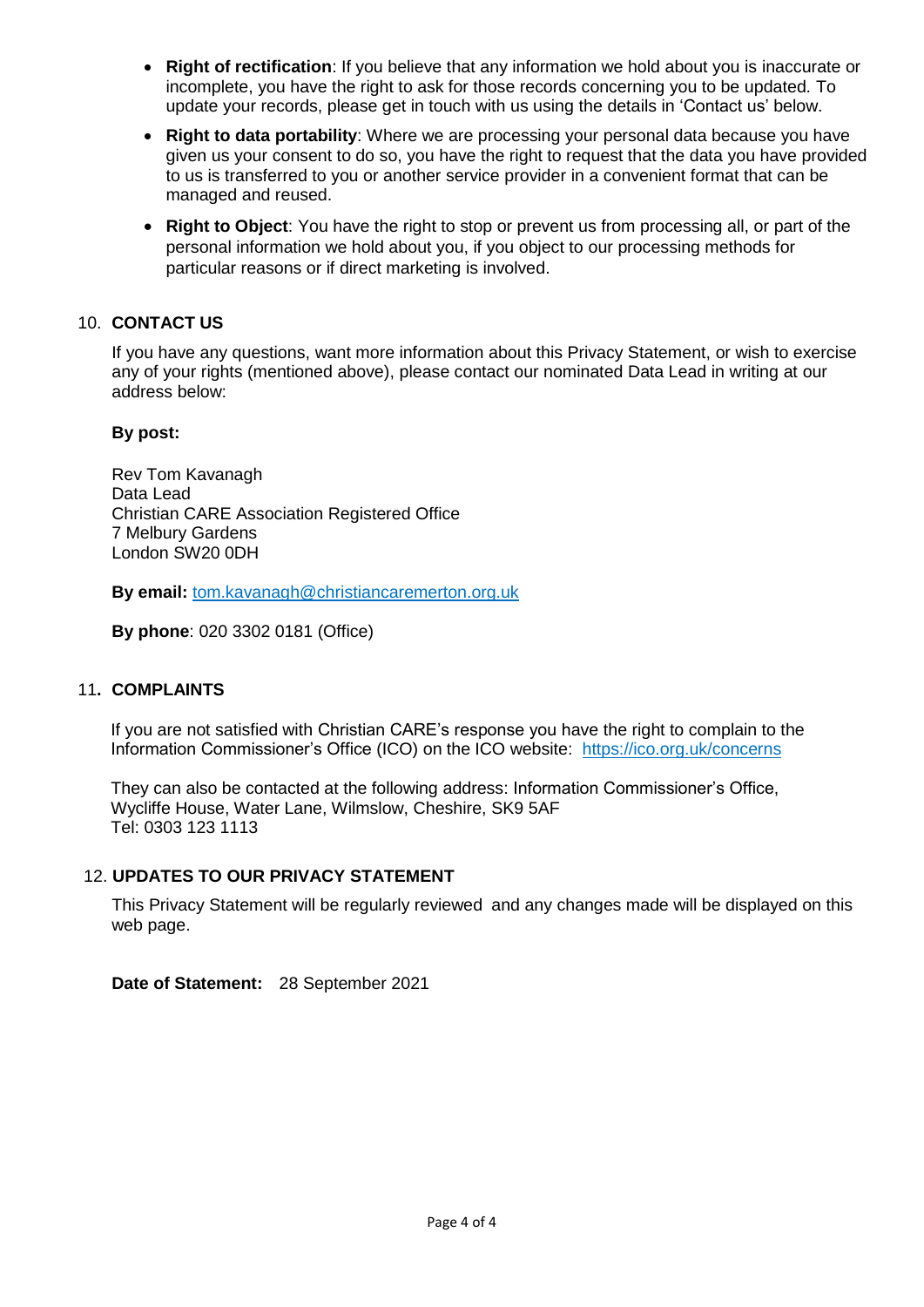- **Right of rectification**: If you believe that any information we hold about you is inaccurate or incomplete, you have the right to ask for those records concerning you to be updated. To update your records, please get in touch with us using the details in 'Contact us' below.
- **Right to data portability**: Where we are processing your personal data because you have given us your consent to do so, you have the right to request that the data you have provided to us is transferred to you or another service provider in a convenient format that can be managed and reused.
- **Right to Object**: You have the right to stop or prevent us from processing all, or part of the personal information we hold about you, if you object to our processing methods for particular reasons or if direct marketing is involved.

## 10. CONTACT US

If you have any questions, want more information about this Privacy Statement, or wish to exercise any of your rights (mentioned above), please contact our nominated Data Lead in writing at our address below:

**By post:**

Rev Tom Kavanagh
Data Lead
Christian CARE Association Registered Office
7 Melbury Gardens
London SW20 0DH

**By email:** tom.kavanagh@christiancaremerton.org.uk

**By phone**: 020 3302 0181 (Office)

## 11. COMPLAINTS

If you are not satisfied with Christian CARE's response you have the right to complain to the Information Commissioner's Office (ICO) on the ICO website: https://ico.org.uk/concerns

They can also be contacted at the following address: Information Commissioner's Office, Wycliffe House, Water Lane, Wilmslow, Cheshire, SK9 5AF
Tel: 0303 123 1113

## 12. UPDATES TO OUR PRIVACY STATEMENT

This Privacy Statement will be regularly reviewed and any changes made will be displayed on this web page.

**Date of Statement:** 28 September 2021